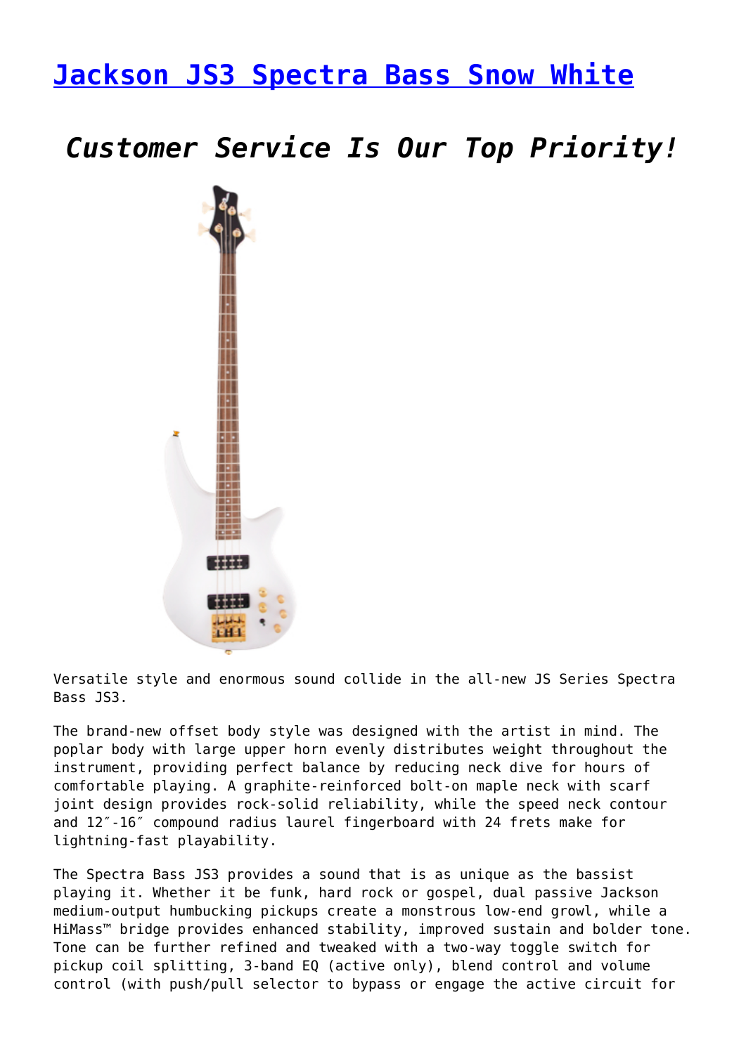# [Jackson JS3 Spectra Bass Snow White]

## *Customer Service Is Our Top Priority!*

Versatile style and enormous sound collide in the all-new JS Series Spectra Bass JS3.

The brand-new offset body style was designed with the artist in mind. The poplar body with large upper horn evenly distributes weight throughout the instrument, providing perfect balance by reducing neck dive for hours of comfortable playing. A graphite-reinforced bolt-on maple neck with scarf joint design provides rock-solid reliability, while the speed neck contour and 12″-16″ compound radius laurel fingerboard with 24 frets make for lightning-fast playability.

The Spectra Bass JS3 provides a sound that is as unique as the bassist playing it. Whether it be funk, hard rock or gospel, dual passive Jackson medium-output humbucking pickups create a monstrous low-end growl, while a HiMass™ bridge provides enhanced stability, improved sustain and bolder tone. Tone can be further refined and tweaked with a two-way toggle switch for pickup coil splitting, 3-band EQ (active only), blend control and volume control (with push/pull selector to bypass or engage the active circuit for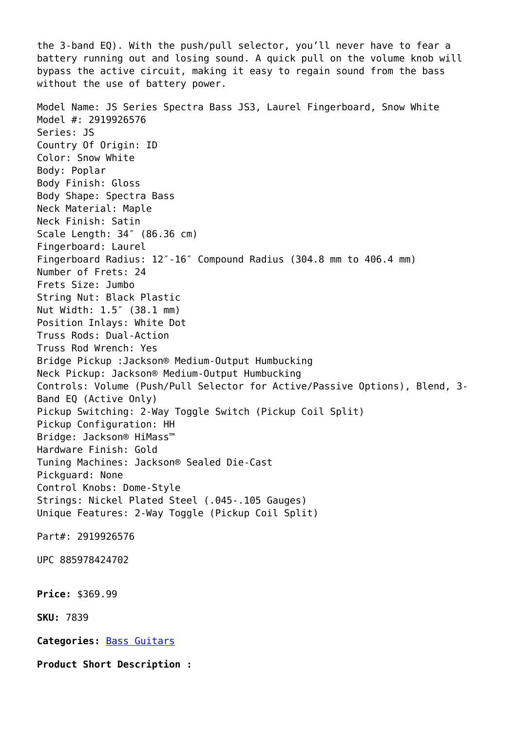the 3-band EQ). With the push/pull selector, you'll never have to fear a battery running out and losing sound. A quick pull on the volume knob will bypass the active circuit, making it easy to regain sound from the bass without the use of battery power.

Model Name: JS Series Spectra Bass JS3, Laurel Fingerboard, Snow White
Model #: 2919926576
Series: JS
Country Of Origin: ID
Color: Snow White
Body: Poplar
Body Finish: Gloss
Body Shape: Spectra Bass
Neck Material: Maple
Neck Finish: Satin
Scale Length: 34″ (86.36 cm)
Fingerboard: Laurel
Fingerboard Radius: 12″-16″ Compound Radius (304.8 mm to 406.4 mm)
Number of Frets: 24
Frets Size: Jumbo
String Nut: Black Plastic
Nut Width: 1.5″ (38.1 mm)
Position Inlays: White Dot
Truss Rods: Dual-Action
Truss Rod Wrench: Yes
Bridge Pickup :Jackson® Medium-Output Humbucking
Neck Pickup: Jackson® Medium-Output Humbucking
Controls: Volume (Push/Pull Selector for Active/Passive Options), Blend, 3-Band EQ (Active Only)
Pickup Switching: 2-Way Toggle Switch (Pickup Coil Split)
Pickup Configuration: HH
Bridge: Jackson® HiMass™
Hardware Finish: Gold
Tuning Machines: Jackson® Sealed Die-Cast
Pickguard: None
Control Knobs: Dome-Style
Strings: Nickel Plated Steel (.045-.105 Gauges)
Unique Features: 2-Way Toggle (Pickup Coil Split)

Part#: 2919926576

UPC 885978424702

**Price:** $369.99

**SKU:** 7839

**Categories:** Bass Guitars

**Product Short Description :**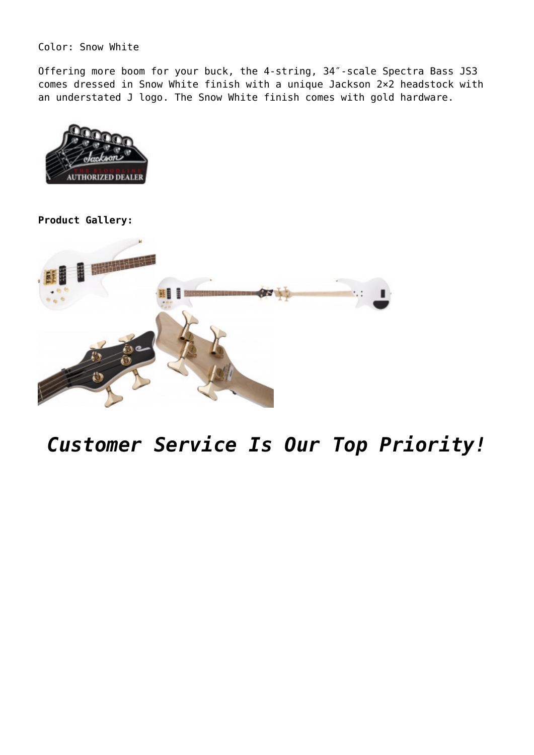Color: Snow White

Offering more boom for your buck, the 4-string, 34″-scale Spectra Bass JS3 comes dressed in Snow White finish with a unique Jackson 2×2 headstock with an understated J logo. The Snow White finish comes with gold hardware.

**Product Gallery:**

## *Customer Service Is Our Top Priority!*